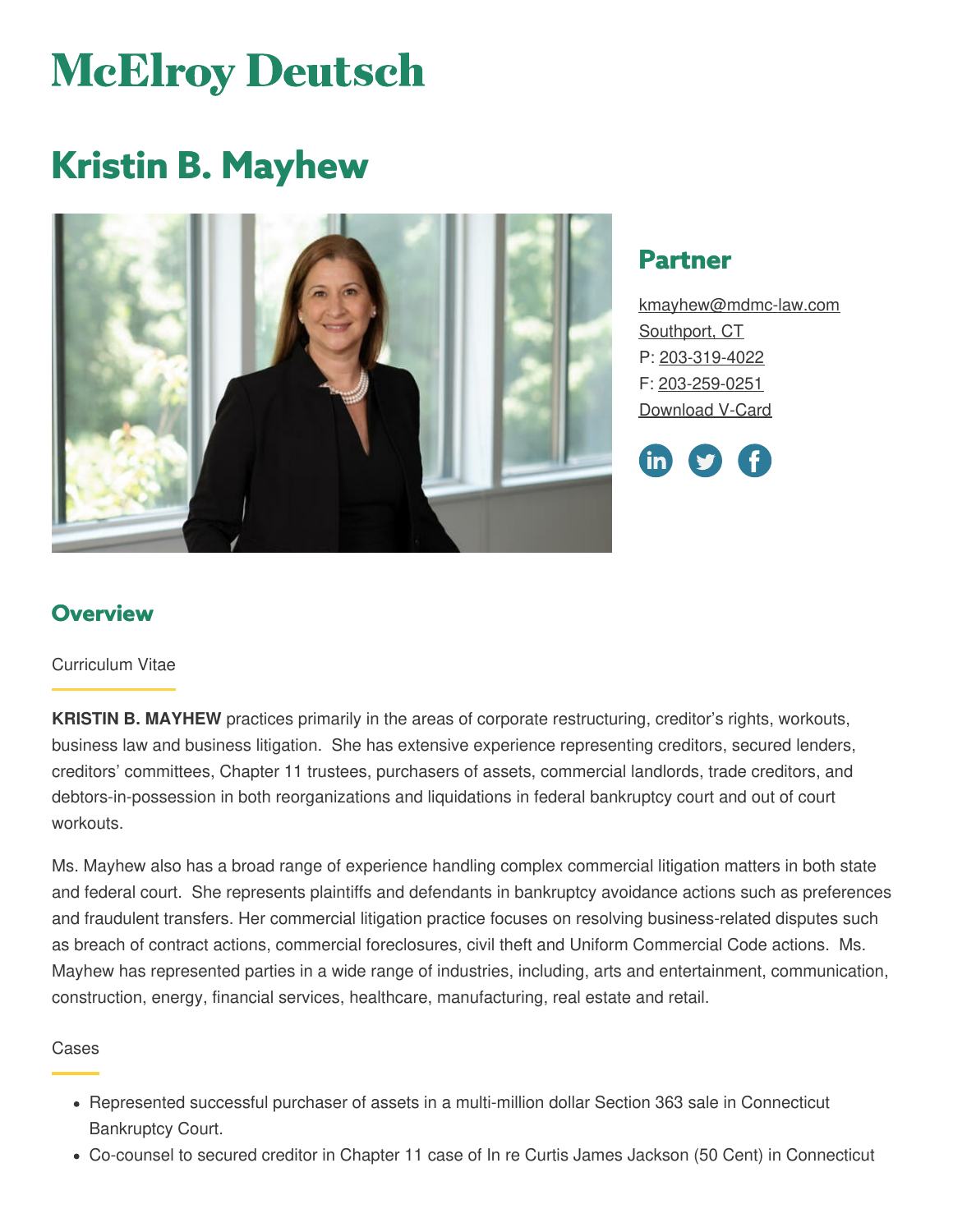# McElroy Deutsch

# Kristin B. Mayhew

## Partner

kmayhew@mdmc-law.com
Southport, CT
P: 203-319-4022
F: 203-259-0251
Download V-Card

## Overview

Curriculum Vitae

**KRISTIN B. MAYHEW** practices primarily in the areas of corporate restructuring, creditor's rights, workouts, business law and business litigation. She has extensive experience representing creditors, secured lenders, creditors' committees, Chapter 11 trustees, purchasers of assets, commercial landlords, trade creditors, and debtors-in-possession in both reorganizations and liquidations in federal bankruptcy court and out of court workouts.

Ms. Mayhew also has a broad range of experience handling complex commercial litigation matters in both state and federal court. She represents plaintiffs and defendants in bankruptcy avoidance actions such as preferences and fraudulent transfers. Her commercial litigation practice focuses on resolving business-related disputes such as breach of contract actions, commercial foreclosures, civil theft and Uniform Commercial Code actions. Ms. Mayhew has represented parties in a wide range of industries, including, arts and entertainment, communication, construction, energy, financial services, healthcare, manufacturing, real estate and retail.

Cases

- Represented successful purchaser of assets in a multi-million dollar Section 363 sale in Connecticut Bankruptcy Court.
- Co-counsel to secured creditor in Chapter 11 case of In re Curtis James Jackson (50 Cent) in Connecticut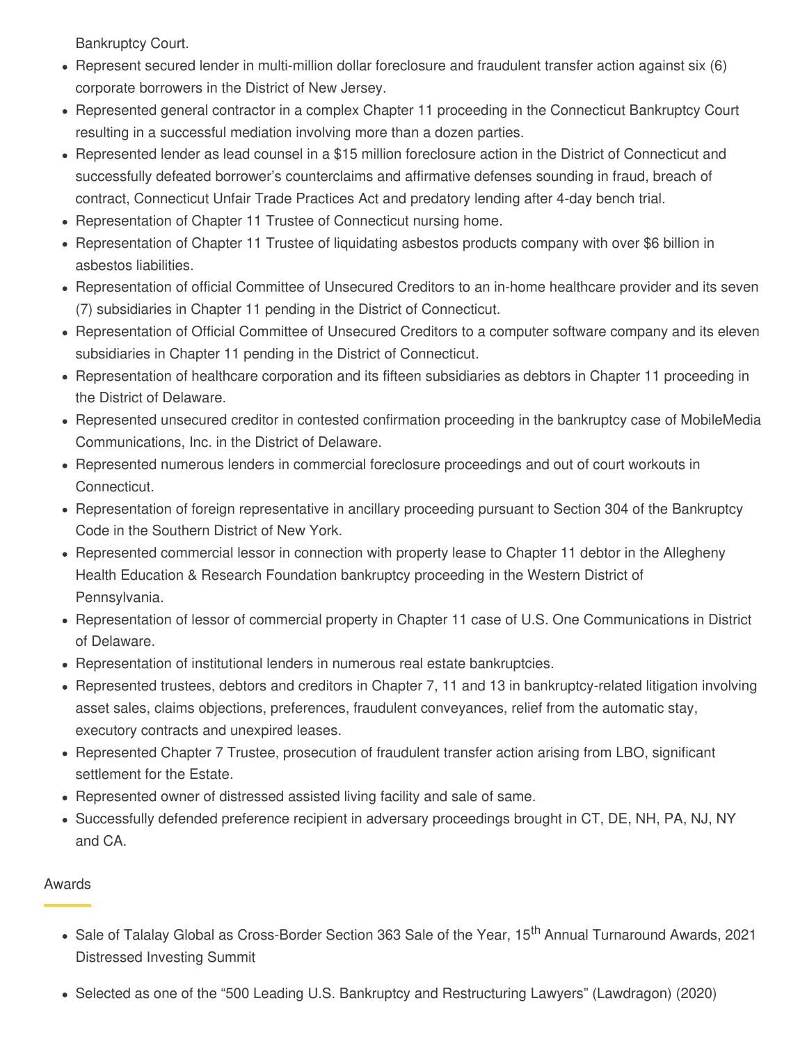Bankruptcy Court.

- Represent secured lender in multi-million dollar foreclosure and fraudulent transfer action against six (6) corporate borrowers in the District of New Jersey.
- Represented general contractor in a complex Chapter 11 proceeding in the Connecticut Bankruptcy Court resulting in a successful mediation involving more than a dozen parties.
- Represented lender as lead counsel in a $15 million foreclosure action in the District of Connecticut and successfully defeated borrower's counterclaims and affirmative defenses sounding in fraud, breach of contract, Connecticut Unfair Trade Practices Act and predatory lending after 4-day bench trial.
- Representation of Chapter 11 Trustee of Connecticut nursing home.
- Representation of Chapter 11 Trustee of liquidating asbestos products company with over $6 billion in asbestos liabilities.
- Representation of official Committee of Unsecured Creditors to an in-home healthcare provider and its seven (7) subsidiaries in Chapter 11 pending in the District of Connecticut.
- Representation of Official Committee of Unsecured Creditors to a computer software company and its eleven subsidiaries in Chapter 11 pending in the District of Connecticut.
- Representation of healthcare corporation and its fifteen subsidiaries as debtors in Chapter 11 proceeding in the District of Delaware.
- Represented unsecured creditor in contested confirmation proceeding in the bankruptcy case of MobileMedia Communications, Inc. in the District of Delaware.
- Represented numerous lenders in commercial foreclosure proceedings and out of court workouts in Connecticut.
- Representation of foreign representative in ancillary proceeding pursuant to Section 304 of the Bankruptcy Code in the Southern District of New York.
- Represented commercial lessor in connection with property lease to Chapter 11 debtor in the Allegheny Health Education & Research Foundation bankruptcy proceeding in the Western District of Pennsylvania.
- Representation of lessor of commercial property in Chapter 11 case of U.S. One Communications in District of Delaware.
- Representation of institutional lenders in numerous real estate bankruptcies.
- Represented trustees, debtors and creditors in Chapter 7, 11 and 13 in bankruptcy-related litigation involving asset sales, claims objections, preferences, fraudulent conveyances, relief from the automatic stay, executory contracts and unexpired leases.
- Represented Chapter 7 Trustee, prosecution of fraudulent transfer action arising from LBO, significant settlement for the Estate.
- Represented owner of distressed assisted living facility and sale of same.
- Successfully defended preference recipient in adversary proceedings brought in CT, DE, NH, PA, NJ, NY and CA.

## Awards

- Sale of Talalay Global as Cross-Border Section 363 Sale of the Year, 15th Annual Turnaround Awards, 2021 Distressed Investing Summit
- Selected as one of the "500 Leading U.S. Bankruptcy and Restructuring Lawyers" (Lawdragon) (2020)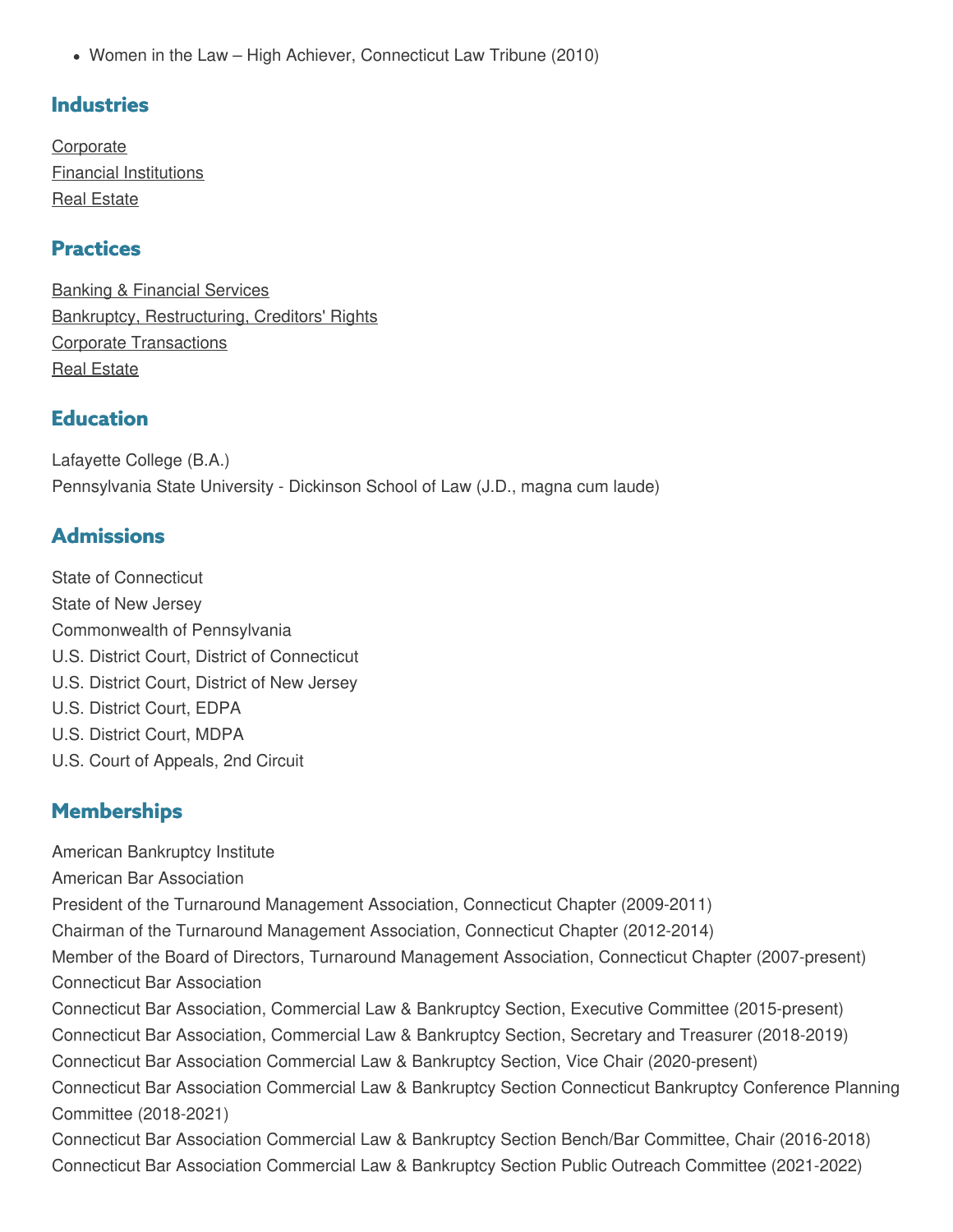- Women in the Law – High Achiever, Connecticut Law Tribune (2010)

## Industries

Corporate
Financial Institutions
Real Estate

## Practices

Banking & Financial Services
Bankruptcy, Restructuring, Creditors' Rights
Corporate Transactions
Real Estate

## Education

Lafayette College (B.A.)
Pennsylvania State University - Dickinson School of Law (J.D., magna cum laude)

## Admissions

State of Connecticut
State of New Jersey
Commonwealth of Pennsylvania
U.S. District Court, District of Connecticut
U.S. District Court, District of New Jersey
U.S. District Court, EDPA
U.S. District Court, MDPA
U.S. Court of Appeals, 2nd Circuit

## Memberships

American Bankruptcy Institute
American Bar Association
President of the Turnaround Management Association, Connecticut Chapter (2009-2011)
Chairman of the Turnaround Management Association, Connecticut Chapter (2012-2014)
Member of the Board of Directors, Turnaround Management Association, Connecticut Chapter (2007-present)
Connecticut Bar Association
Connecticut Bar Association, Commercial Law & Bankruptcy Section, Executive Committee (2015-present)
Connecticut Bar Association, Commercial Law & Bankruptcy Section, Secretary and Treasurer (2018-2019)
Connecticut Bar Association Commercial Law & Bankruptcy Section, Vice Chair (2020-present)
Connecticut Bar Association Commercial Law & Bankruptcy Section Connecticut Bankruptcy Conference Planning Committee (2018-2021)
Connecticut Bar Association Commercial Law & Bankruptcy Section Bench/Bar Committee, Chair (2016-2018)
Connecticut Bar Association Commercial Law & Bankruptcy Section Public Outreach Committee (2021-2022)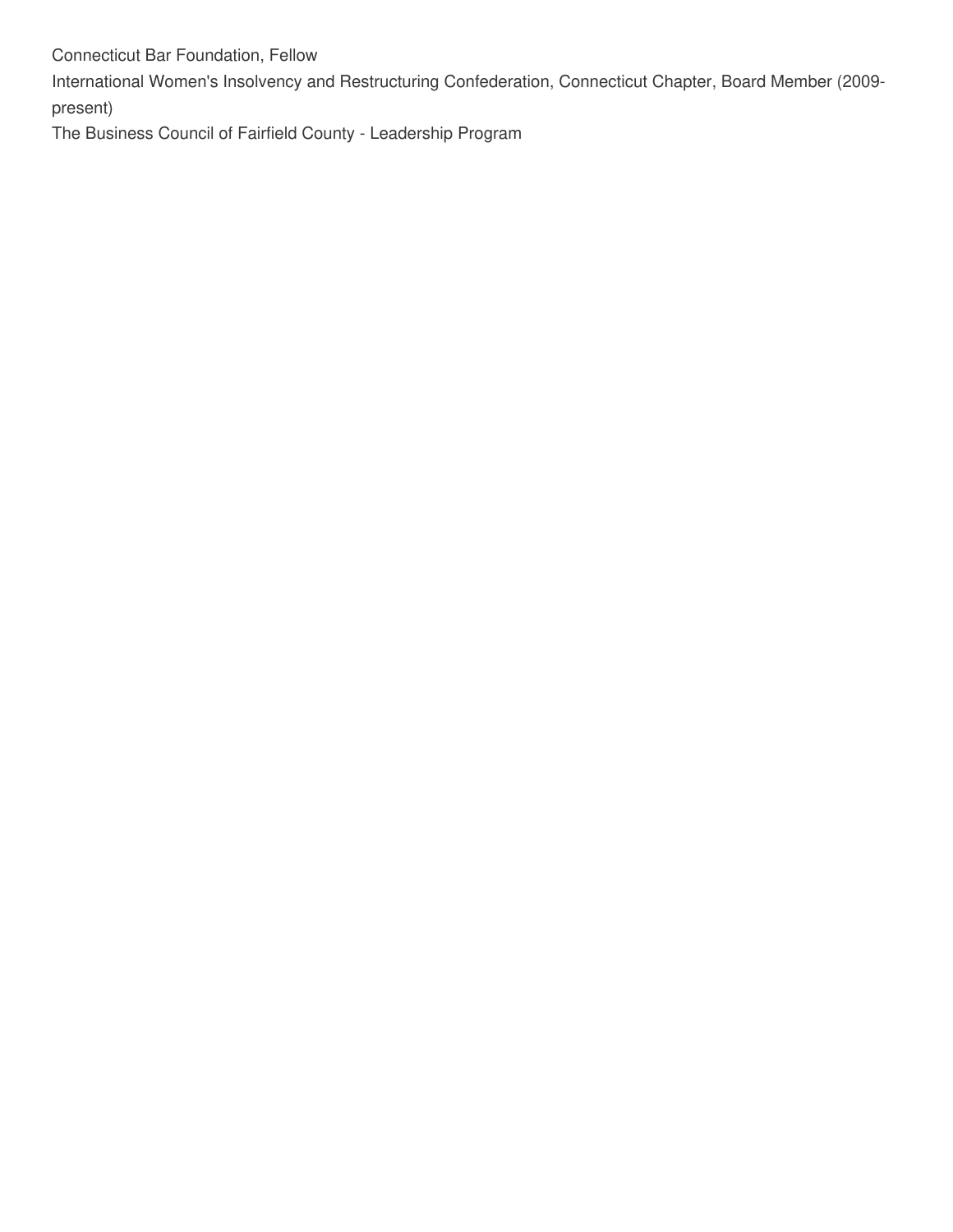Connecticut Bar Foundation, Fellow

International Women's Insolvency and Restructuring Confederation, Connecticut Chapter, Board Member (2009-present)

The Business Council of Fairfield County - Leadership Program